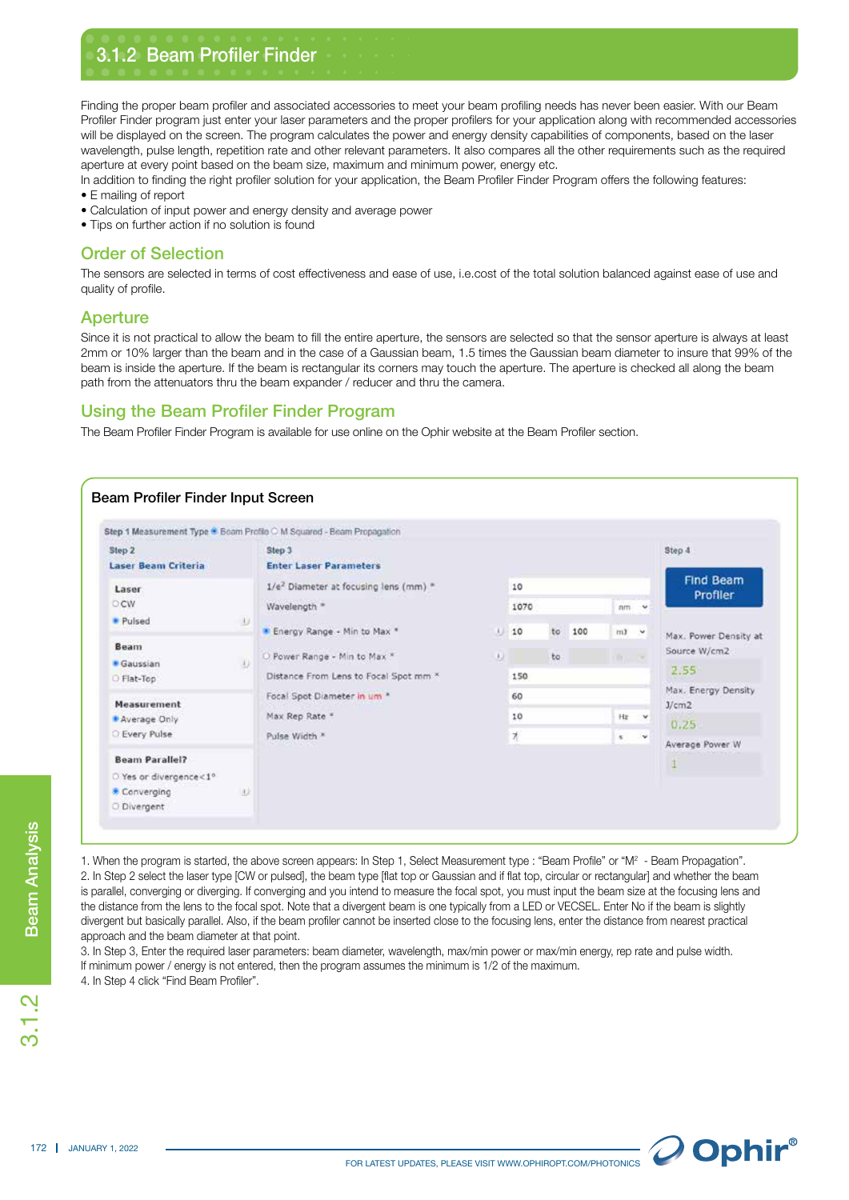# 3.1.2 Beam Profiler Finder

Finding the proper beam profiler and associated accessories to meet your beam profiling needs has never been easier. With our Beam Profiler Finder program just enter your laser parameters and the proper profilers for your application along with recommended accessories will be displayed on the screen. The program calculates the power and energy density capabilities of components, based on the laser wavelength, pulse length, repetition rate and other relevant parameters. It also compares all the other requirements such as the required aperture at every point based on the beam size, maximum and minimum power, energy etc.

In addition to finding the right profiler solution for your application, the Beam Profiler Finder Program offers the following features:

- E mailing of report
- Calculation of input power and energy density and average power
- Tips on further action if no solution is found

## Order of Selection

The sensors are selected in terms of cost effectiveness and ease of use, i.e.cost of the total solution balanced against ease of use and quality of profile.

## Aperture

Since it is not practical to allow the beam to fill the entire aperture, the sensors are selected so that the sensor aperture is always at least 2mm or 10% larger than the beam and in the case of a Gaussian beam, 1.5 times the Gaussian beam diameter to insure that 99% of the beam is inside the aperture. If the beam is rectangular its corners may touch the aperture. The aperture is checked all along the beam path from the attenuators thru the beam expander / reducer and thru the camera.

## Using the Beam Profiler Finder Program

The Beam Profiler Finder Program is available for use online on the Ophir website at the Beam Profiler section.

### Beam Profiler Finder Input Screen

Step 1 Measurement Type ● Beam Profile ○ M Squared - Beam Propagation

| Step 2 Laser Beam Criteria | Step 3 Enter Laser Parameters | | Step 4 |
|---|---|---|---|
| **Laser** ○ CW ● Pulsed | $1/e^2$ Diameter at focusing lens (mm) * | 10 | Find Beam Profiler |
| | Wavelength * | 1070 nm | |
| **Beam** ● Gaussian ○ Flat-Top | ● Energy Range - Min to Max * | 10 to 100 mJ | Max. Power Density at Source W/cm2: 2.55 |
| | ○ Power Range - Min to Max * | to | |
| **Measurement** ● Average Only ○ Every Pulse | Distance From Lens to Focal Spot mm * | 150 | Max. Energy Density J/cm2: 0.25 |
| | Focal Spot Diameter in um * | 60 | |
| **Beam Parallel?** ○ Yes or divergence<1° ● Converging ○ Divergent | Max Rep Rate * | 10 Hz | Average Power W: 1 |
| | Pulse Width * | 7 s | |

1. When the program is started, the above screen appears: In Step 1, Select Measurement type : "Beam Profile" or "$M^2$ - Beam Propagation".
2. In Step 2 select the laser type [CW or pulsed], the beam type [flat top or Gaussian and if flat top, circular or rectangular] and whether the beam is parallel, converging or diverging. If converging and you intend to measure the focal spot, you must input the beam size at the focusing lens and the distance from the lens to the focal spot. Note that a divergent beam is one typically from a LED or VECSEL. Enter No if the beam is slightly divergent but basically parallel. Also, if the beam profiler cannot be inserted close to the focusing lens, enter the distance from nearest practical approach and the beam diameter at that point.
3. In Step 3, Enter the required laser parameters: beam diameter, wavelength, max/min power or max/min energy, rep rate and pulse width. If minimum power / energy is not entered, then the program assumes the minimum is 1/2 of the maximum.
4. In Step 4 click "Find Beam Profiler".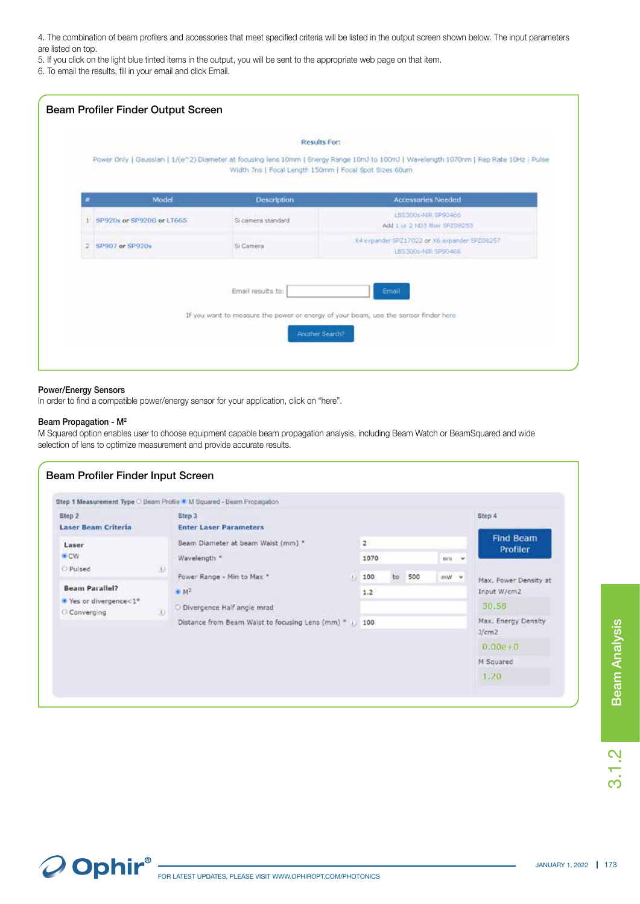4. The combination of beam profilers and accessories that meet specified criteria will be listed in the output screen shown below. The input parameters are listed on top.
5. If you click on the light blue tinted items in the output, you will be sent to the appropriate web page on that item.
6. To email the results, fill in your email and click Email.

## Beam Profiler Finder Output Screen

**Results For:**

Power Only | Gaussian | 1/(e^2) Diameter at focusing lens 10mm | Energy Range 10mJ to 100mJ | Wavelength 1070nm | Rep Rate 10Hz | Pulse Width 7ns | Focal Length 150mm | Focal Spot Sizes 60um

| # | Model | Description | Accessories Needed |
|---|---|---|---|
| 1 | SP920s or SP920G or LT665 | Si camera standard | LBS300s-NIR SP90466<br>Add 1 or 2 ND3 filter SPZ08253 |
| 2 | SP907 or SP920s | Si Camera | X4 expander SPZ17022 or X6 expander SPZ08257<br>LBS300s-NIR SP90466 |

Email results to: [ ] Email

If you want to measure the power or energy of your beam, use the sensor finder here

Another Search?

### Power/Energy Sensors

In order to find a compatible power/energy sensor for your application, click on "here".

### Beam Propagation - $M^2$

M Squared option enables user to choose equipment capable beam propagation analysis, including Beam Watch or BeamSquared and wide selection of lens to optimize measurement and provide accurate results.

## Beam Profiler Finder Input Screen

Step 1 Measurement Type ○ Beam Profile ● M Squared - Beam Propagation

**Step 2 – Laser Beam Criteria**

Laser
● CW
○ Pulsed

Beam Parallel?
● Yes or divergence<1°
○ Converging

**Step 3 – Enter Laser Parameters**

Beam Diameter at beam Waist (mm) *: 2
Wavelength *: 1070 nm
Power Range - Min to Max *: 100 to 500 mW
● $M^2$: 1.2
○ Divergence Half angle mrad
Distance from Beam Waist to focusing Lens (mm) *: 100

**Step 4**

Find Beam Profiler

Max. Power Density at Input W/cm2: 30.58
Max. Energy Density J/cm2: 0.00e+0
M Squared: 1.20

Beam Analysis 3.1.2

FOR LATEST UPDATES, PLEASE VISIT WWW.OPHIROPT.COM/PHOTONICS